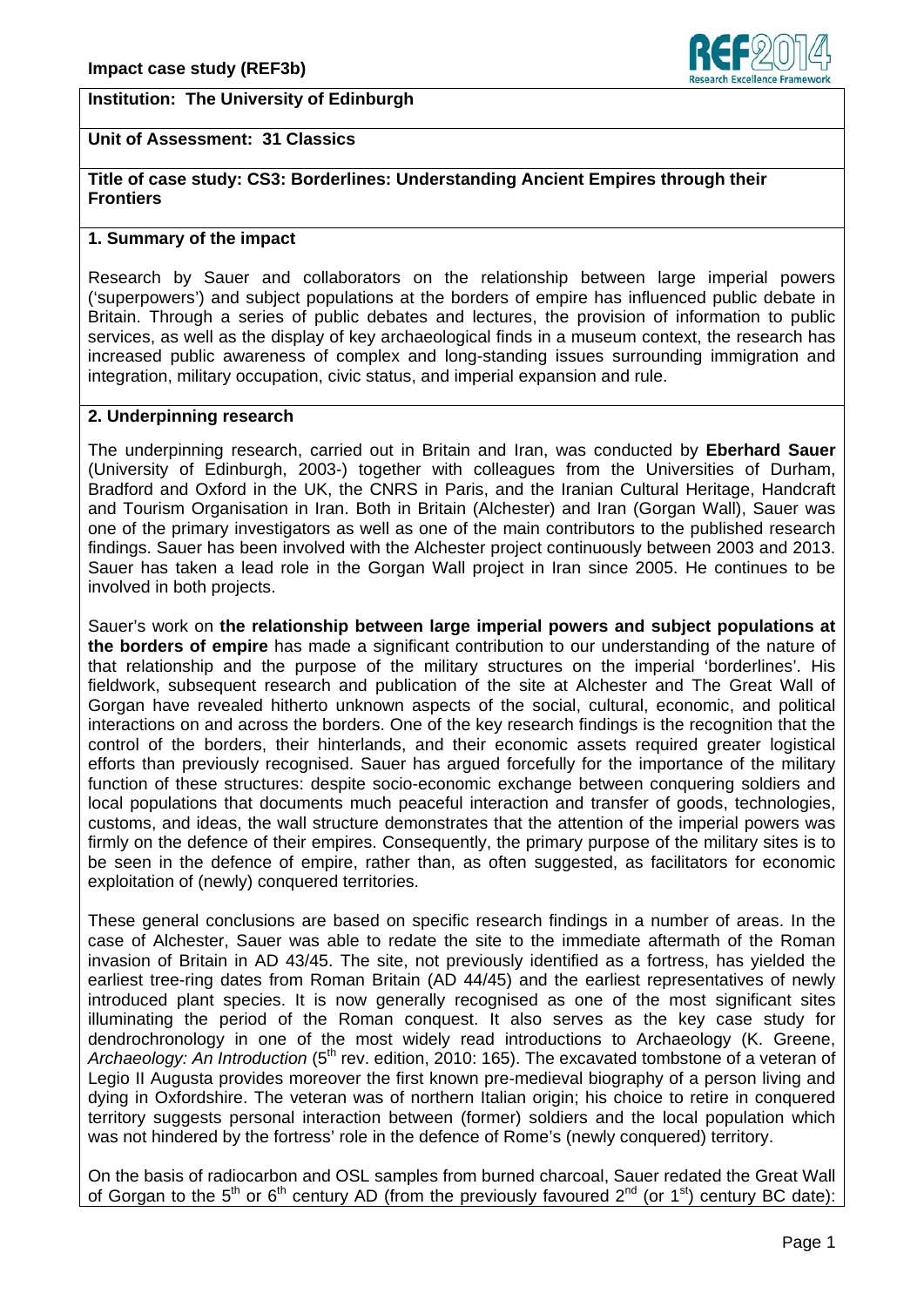**Institution: The University of Edinburgh**

**Unit of Assessment: 31 Classics**

**Title of case study: CS3: Borderlines: Understanding Ancient Empires through their Frontiers**

## 1. Summary of the impact

Research by Sauer and collaborators on the relationship between large imperial powers ('superpowers') and subject populations at the borders of empire has influenced public debate in Britain. Through a series of public debates and lectures, the provision of information to public services, as well as the display of key archaeological finds in a museum context, the research has increased public awareness of complex and long-standing issues surrounding immigration and integration, military occupation, civic status, and imperial expansion and rule.

## 2. Underpinning research

The underpinning research, carried out in Britain and Iran, was conducted by **Eberhard Sauer** (University of Edinburgh, 2003-) together with colleagues from the Universities of Durham, Bradford and Oxford in the UK, the CNRS in Paris, and the Iranian Cultural Heritage, Handcraft and Tourism Organisation in Iran. Both in Britain (Alchester) and Iran (Gorgan Wall), Sauer was one of the primary investigators as well as one of the main contributors to the published research findings. Sauer has been involved with the Alchester project continuously between 2003 and 2013. Sauer has taken a lead role in the Gorgan Wall project in Iran since 2005. He continues to be involved in both projects.

Sauer's work on **the relationship between large imperial powers and subject populations at the borders of empire** has made a significant contribution to our understanding of the nature of that relationship and the purpose of the military structures on the imperial 'borderlines'. His fieldwork, subsequent research and publication of the site at Alchester and The Great Wall of Gorgan have revealed hitherto unknown aspects of the social, cultural, economic, and political interactions on and across the borders. One of the key research findings is the recognition that the control of the borders, their hinterlands, and their economic assets required greater logistical efforts than previously recognised. Sauer has argued forcefully for the importance of the military function of these structures: despite socio-economic exchange between conquering soldiers and local populations that documents much peaceful interaction and transfer of goods, technologies, customs, and ideas, the wall structure demonstrates that the attention of the imperial powers was firmly on the defence of their empires. Consequently, the primary purpose of the military sites is to be seen in the defence of empire, rather than, as often suggested, as facilitators for economic exploitation of (newly) conquered territories.

These general conclusions are based on specific research findings in a number of areas. In the case of Alchester, Sauer was able to redate the site to the immediate aftermath of the Roman invasion of Britain in AD 43/45. The site, not previously identified as a fortress, has yielded the earliest tree-ring dates from Roman Britain (AD 44/45) and the earliest representatives of newly introduced plant species. It is now generally recognised as one of the most significant sites illuminating the period of the Roman conquest. It also serves as the key case study for dendrochronology in one of the most widely read introductions to Archaeology (K. Greene, *Archaeology: An Introduction* (5th rev. edition, 2010: 165). The excavated tombstone of a veteran of Legio II Augusta provides moreover the first known pre-medieval biography of a person living and dying in Oxfordshire. The veteran was of northern Italian origin; his choice to retire in conquered territory suggests personal interaction between (former) soldiers and the local population which was not hindered by the fortress' role in the defence of Rome's (newly conquered) territory.

On the basis of radiocarbon and OSL samples from burned charcoal, Sauer redated the Great Wall of Gorgan to the 5th or 6th century AD (from the previously favoured 2nd (or 1st) century BC date):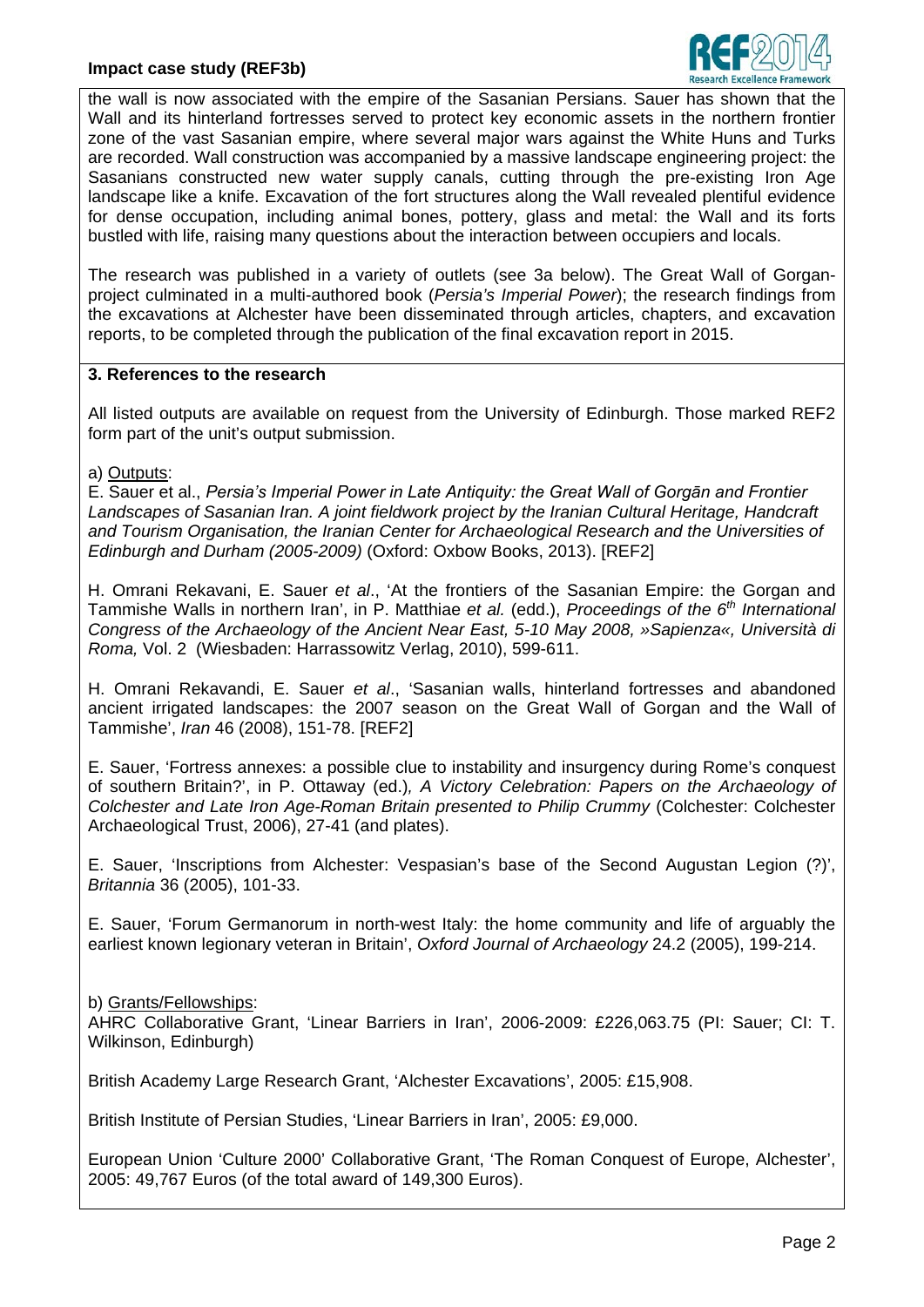the wall is now associated with the empire of the Sasanian Persians. Sauer has shown that the Wall and its hinterland fortresses served to protect key economic assets in the northern frontier zone of the vast Sasanian empire, where several major wars against the White Huns and Turks are recorded. Wall construction was accompanied by a massive landscape engineering project: the Sasanians constructed new water supply canals, cutting through the pre-existing Iron Age landscape like a knife. Excavation of the fort structures along the Wall revealed plentiful evidence for dense occupation, including animal bones, pottery, glass and metal: the Wall and its forts bustled with life, raising many questions about the interaction between occupiers and locals.

The research was published in a variety of outlets (see 3a below). The Great Wall of Gorgan-project culminated in a multi-authored book (*Persia's Imperial Power*); the research findings from the excavations at Alchester have been disseminated through articles, chapters, and excavation reports, to be completed through the publication of the final excavation report in 2015.

## 3. References to the research

All listed outputs are available on request from the University of Edinburgh. Those marked REF2 form part of the unit's output submission.

a) Outputs:

E. Sauer et al., *Persia's Imperial Power in Late Antiquity: the Great Wall of Gorgān and Frontier Landscapes of Sasanian Iran. A joint fieldwork project by the Iranian Cultural Heritage, Handcraft and Tourism Organisation, the Iranian Center for Archaeological Research and the Universities of Edinburgh and Durham (2005-2009)* (Oxford: Oxbow Books, 2013). [REF2]

H. Omrani Rekavani, E. Sauer *et al*., 'At the frontiers of the Sasanian Empire: the Gorgan and Tammishe Walls in northern Iran', in P. Matthiae *et al.* (edd.), *Proceedings of the 6th International Congress of the Archaeology of the Ancient Near East, 5-10 May 2008, »Sapienza«, Università di Roma,* Vol. 2 (Wiesbaden: Harrassowitz Verlag, 2010), 599-611.

H. Omrani Rekavandi, E. Sauer *et al*., 'Sasanian walls, hinterland fortresses and abandoned ancient irrigated landscapes: the 2007 season on the Great Wall of Gorgan and the Wall of Tammishe', *Iran* 46 (2008), 151-78. [REF2]

E. Sauer, 'Fortress annexes: a possible clue to instability and insurgency during Rome's conquest of southern Britain?', in P. Ottaway (ed.)*, A Victory Celebration: Papers on the Archaeology of Colchester and Late Iron Age-Roman Britain presented to Philip Crummy* (Colchester: Colchester Archaeological Trust, 2006), 27-41 (and plates).

E. Sauer, 'Inscriptions from Alchester: Vespasian's base of the Second Augustan Legion (?)', *Britannia* 36 (2005), 101-33.

E. Sauer, 'Forum Germanorum in north-west Italy: the home community and life of arguably the earliest known legionary veteran in Britain', *Oxford Journal of Archaeology* 24.2 (2005), 199-214.

b) Grants/Fellowships:

AHRC Collaborative Grant, 'Linear Barriers in Iran', 2006-2009: £226,063.75 (PI: Sauer; CI: T. Wilkinson, Edinburgh)

British Academy Large Research Grant, 'Alchester Excavations', 2005: £15,908.

British Institute of Persian Studies, 'Linear Barriers in Iran', 2005: £9,000.

European Union 'Culture 2000' Collaborative Grant, 'The Roman Conquest of Europe, Alchester', 2005: 49,767 Euros (of the total award of 149,300 Euros).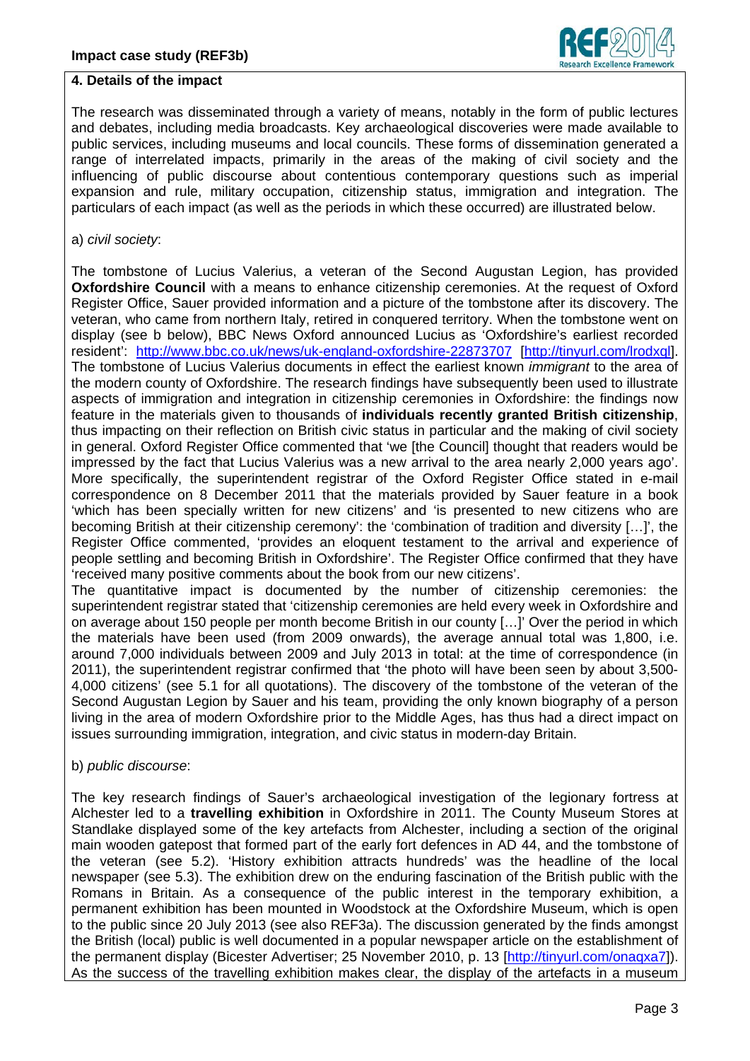## 4. Details of the impact

The research was disseminated through a variety of means, notably in the form of public lectures and debates, including media broadcasts. Key archaeological discoveries were made available to public services, including museums and local councils. These forms of dissemination generated a range of interrelated impacts, primarily in the areas of the making of civil society and the influencing of public discourse about contentious contemporary questions such as imperial expansion and rule, military occupation, citizenship status, immigration and integration. The particulars of each impact (as well as the periods in which these occurred) are illustrated below.

a) *civil society*:

The tombstone of Lucius Valerius, a veteran of the Second Augustan Legion, has provided **Oxfordshire Council** with a means to enhance citizenship ceremonies. At the request of Oxford Register Office, Sauer provided information and a picture of the tombstone after its discovery. The veteran, who came from northern Italy, retired in conquered territory. When the tombstone went on display (see b below), BBC News Oxford announced Lucius as 'Oxfordshire's earliest recorded resident': http://www.bbc.co.uk/news/uk-england-oxfordshire-22873707 [http://tinyurl.com/lrodxql]. The tombstone of Lucius Valerius documents in effect the earliest known *immigrant* to the area of the modern county of Oxfordshire. The research findings have subsequently been used to illustrate aspects of immigration and integration in citizenship ceremonies in Oxfordshire: the findings now feature in the materials given to thousands of **individuals recently granted British citizenship**, thus impacting on their reflection on British civic status in particular and the making of civil society in general. Oxford Register Office commented that 'we [the Council] thought that readers would be impressed by the fact that Lucius Valerius was a new arrival to the area nearly 2,000 years ago'. More specifically, the superintendent registrar of the Oxford Register Office stated in e-mail correspondence on 8 December 2011 that the materials provided by Sauer feature in a book 'which has been specially written for new citizens' and 'is presented to new citizens who are becoming British at their citizenship ceremony': the 'combination of tradition and diversity […]', the Register Office commented, 'provides an eloquent testament to the arrival and experience of people settling and becoming British in Oxfordshire'. The Register Office confirmed that they have 'received many positive comments about the book from our new citizens'.

The quantitative impact is documented by the number of citizenship ceremonies: the superintendent registrar stated that 'citizenship ceremonies are held every week in Oxfordshire and on average about 150 people per month become British in our county […]' Over the period in which the materials have been used (from 2009 onwards), the average annual total was 1,800, i.e. around 7,000 individuals between 2009 and July 2013 in total: at the time of correspondence (in 2011), the superintendent registrar confirmed that 'the photo will have been seen by about 3,500-4,000 citizens' (see 5.1 for all quotations). The discovery of the tombstone of the veteran of the Second Augustan Legion by Sauer and his team, providing the only known biography of a person living in the area of modern Oxfordshire prior to the Middle Ages, has thus had a direct impact on issues surrounding immigration, integration, and civic status in modern-day Britain.

b) *public discourse*:

The key research findings of Sauer's archaeological investigation of the legionary fortress at Alchester led to a **travelling exhibition** in Oxfordshire in 2011. The County Museum Stores at Standlake displayed some of the key artefacts from Alchester, including a section of the original main wooden gatepost that formed part of the early fort defences in AD 44, and the tombstone of the veteran (see 5.2). 'History exhibition attracts hundreds' was the headline of the local newspaper (see 5.3). The exhibition drew on the enduring fascination of the British public with the Romans in Britain. As a consequence of the public interest in the temporary exhibition, a permanent exhibition has been mounted in Woodstock at the Oxfordshire Museum, which is open to the public since 20 July 2013 (see also REF3a). The discussion generated by the finds amongst the British (local) public is well documented in a popular newspaper article on the establishment of the permanent display (Bicester Advertiser; 25 November 2010, p. 13 [http://tinyurl.com/onaqxa7]). As the success of the travelling exhibition makes clear, the display of the artefacts in a museum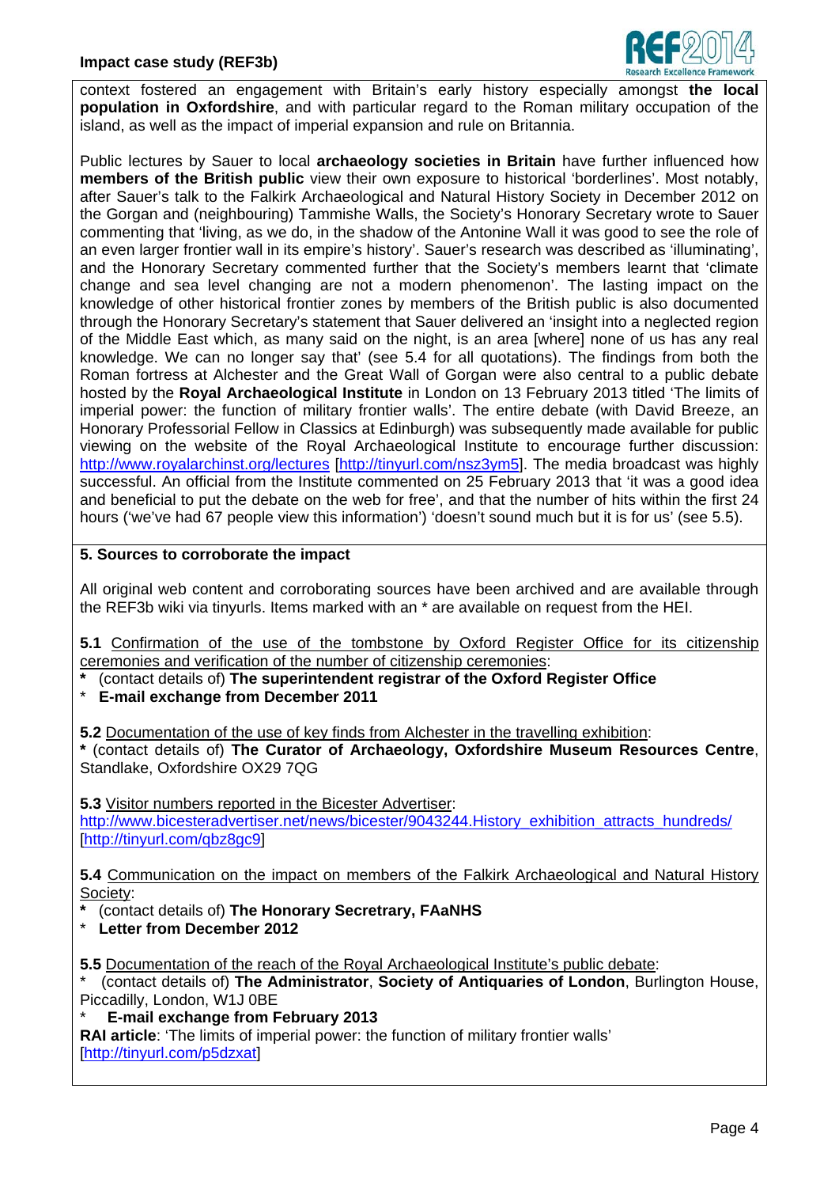context fostered an engagement with Britain's early history especially amongst **the local population in Oxfordshire**, and with particular regard to the Roman military occupation of the island, as well as the impact of imperial expansion and rule on Britannia.

Public lectures by Sauer to local **archaeology societies in Britain** have further influenced how **members of the British public** view their own exposure to historical 'borderlines'. Most notably, after Sauer's talk to the Falkirk Archaeological and Natural History Society in December 2012 on the Gorgan and (neighbouring) Tammishe Walls, the Society's Honorary Secretary wrote to Sauer commenting that 'living, as we do, in the shadow of the Antonine Wall it was good to see the role of an even larger frontier wall in its empire's history'. Sauer's research was described as 'illuminating', and the Honorary Secretary commented further that the Society's members learnt that 'climate change and sea level changing are not a modern phenomenon'. The lasting impact on the knowledge of other historical frontier zones by members of the British public is also documented through the Honorary Secretary's statement that Sauer delivered an 'insight into a neglected region of the Middle East which, as many said on the night, is an area [where] none of us has any real knowledge. We can no longer say that' (see 5.4 for all quotations). The findings from both the Roman fortress at Alchester and the Great Wall of Gorgan were also central to a public debate hosted by the **Royal Archaeological Institute** in London on 13 February 2013 titled 'The limits of imperial power: the function of military frontier walls'. The entire debate (with David Breeze, an Honorary Professorial Fellow in Classics at Edinburgh) was subsequently made available for public viewing on the website of the Royal Archaeological Institute to encourage further discussion: http://www.royalarchinst.org/lectures [http://tinyurl.com/nsz3ym5]. The media broadcast was highly successful. An official from the Institute commented on 25 February 2013 that 'it was a good idea and beneficial to put the debate on the web for free', and that the number of hits within the first 24 hours ('we've had 67 people view this information') 'doesn't sound much but it is for us' (see 5.5).

## 5. Sources to corroborate the impact

All original web content and corroborating sources have been archived and are available through the REF3b wiki via tinyurls. Items marked with an * are available on request from the HEI.

**5.1** Confirmation of the use of the tombstone by Oxford Register Office for its citizenship ceremonies and verification of the number of citizenship ceremonies:
- * (contact details of) **The superintendent registrar of the Oxford Register Office**
- * **E-mail exchange from December 2011**

**5.2** Documentation of the use of key finds from Alchester in the travelling exhibition:
* (contact details of) **The Curator of Archaeology, Oxfordshire Museum Resources Centre**, Standlake, Oxfordshire OX29 7QG

**5.3** Visitor numbers reported in the Bicester Advertiser:
http://www.bicesteradvertiser.net/news/bicester/9043244.History_exhibition_attracts_hundreds/ [http://tinyurl.com/qbz8gc9]

**5.4** Communication on the impact on members of the Falkirk Archaeological and Natural History Society:
- * (contact details of) **The Honorary Secretrary, FAaNHS**
- * **Letter from December 2012**

**5.5** Documentation of the reach of the Royal Archaeological Institute's public debate:
- * (contact details of) **The Administrator**, **Society of Antiquaries of London**, Burlington House, Piccadilly, London, W1J 0BE
- * **E-mail exchange from February 2013**

**RAI article**: 'The limits of imperial power: the function of military frontier walls' [http://tinyurl.com/p5dzxat]